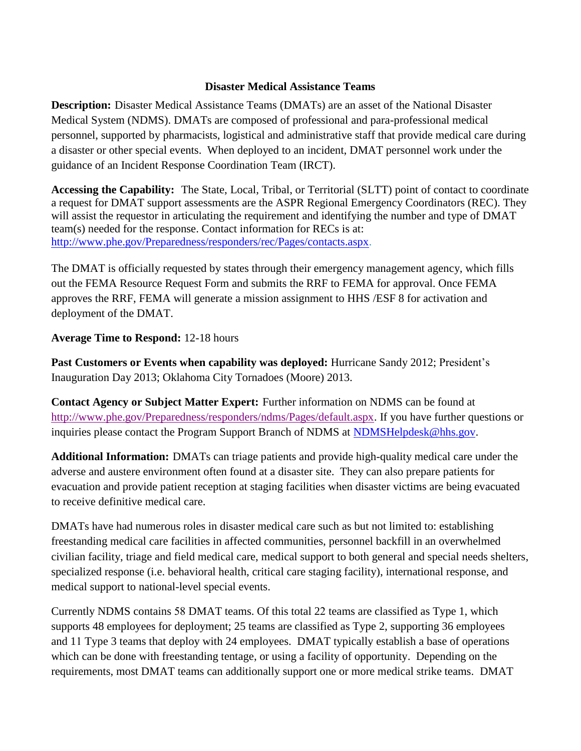# Disaster Medical Assistance Teams

**Description:** Disaster Medical Assistance Teams (DMATs) are an asset of the National Disaster Medical System (NDMS). DMATs are composed of professional and para-professional medical personnel, supported by pharmacists, logistical and administrative staff that provide medical care during a disaster or other special events. When deployed to an incident, DMAT personnel work under the guidance of an Incident Response Coordination Team (IRCT).

**Accessing the Capability:** The State, Local, Tribal, or Territorial (SLTT) point of contact to coordinate a request for DMAT support assessments are the ASPR Regional Emergency Coordinators (REC). They will assist the requestor in articulating the requirement and identifying the number and type of DMAT team(s) needed for the response. Contact information for RECs is at: http://www.phe.gov/Preparedness/responders/rec/Pages/contacts.aspx.

The DMAT is officially requested by states through their emergency management agency, which fills out the FEMA Resource Request Form and submits the RRF to FEMA for approval. Once FEMA approves the RRF, FEMA will generate a mission assignment to HHS /ESF 8 for activation and deployment of the DMAT.

**Average Time to Respond:** 12-18 hours

**Past Customers or Events when capability was deployed:** Hurricane Sandy 2012; President's Inauguration Day 2013; Oklahoma City Tornadoes (Moore) 2013.

**Contact Agency or Subject Matter Expert:** Further information on NDMS can be found at http://www.phe.gov/Preparedness/responders/ndms/Pages/default.aspx. If you have further questions or inquiries please contact the Program Support Branch of NDMS at NDMSHelpdesk@hhs.gov.

**Additional Information:** DMATs can triage patients and provide high-quality medical care under the adverse and austere environment often found at a disaster site. They can also prepare patients for evacuation and provide patient reception at staging facilities when disaster victims are being evacuated to receive definitive medical care.

DMATs have had numerous roles in disaster medical care such as but not limited to: establishing freestanding medical care facilities in affected communities, personnel backfill in an overwhelmed civilian facility, triage and field medical care, medical support to both general and special needs shelters, specialized response (i.e. behavioral health, critical care staging facility), international response, and medical support to national-level special events.

Currently NDMS contains 58 DMAT teams. Of this total 22 teams are classified as Type 1, which supports 48 employees for deployment; 25 teams are classified as Type 2, supporting 36 employees and 11 Type 3 teams that deploy with 24 employees. DMAT typically establish a base of operations which can be done with freestanding tentage, or using a facility of opportunity. Depending on the requirements, most DMAT teams can additionally support one or more medical strike teams. DMAT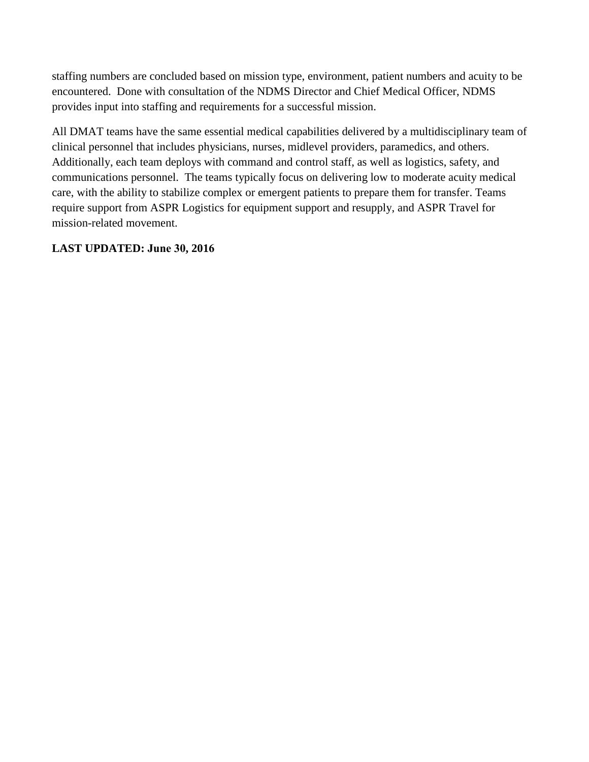staffing numbers are concluded based on mission type, environment, patient numbers and acuity to be encountered. Done with consultation of the NDMS Director and Chief Medical Officer, NDMS provides input into staffing and requirements for a successful mission.

All DMAT teams have the same essential medical capabilities delivered by a multidisciplinary team of clinical personnel that includes physicians, nurses, midlevel providers, paramedics, and others. Additionally, each team deploys with command and control staff, as well as logistics, safety, and communications personnel. The teams typically focus on delivering low to moderate acuity medical care, with the ability to stabilize complex or emergent patients to prepare them for transfer. Teams require support from ASPR Logistics for equipment support and resupply, and ASPR Travel for mission-related movement.

**LAST UPDATED: June 30, 2016**